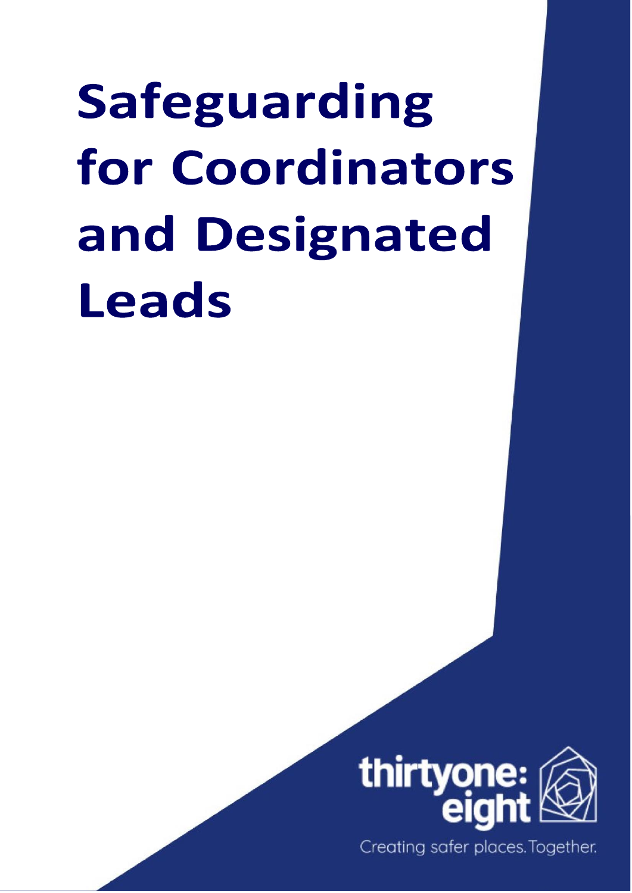# Safeguarding for Coordinators and Designated Leads

thirtyone: eight

Creating safer places. Together.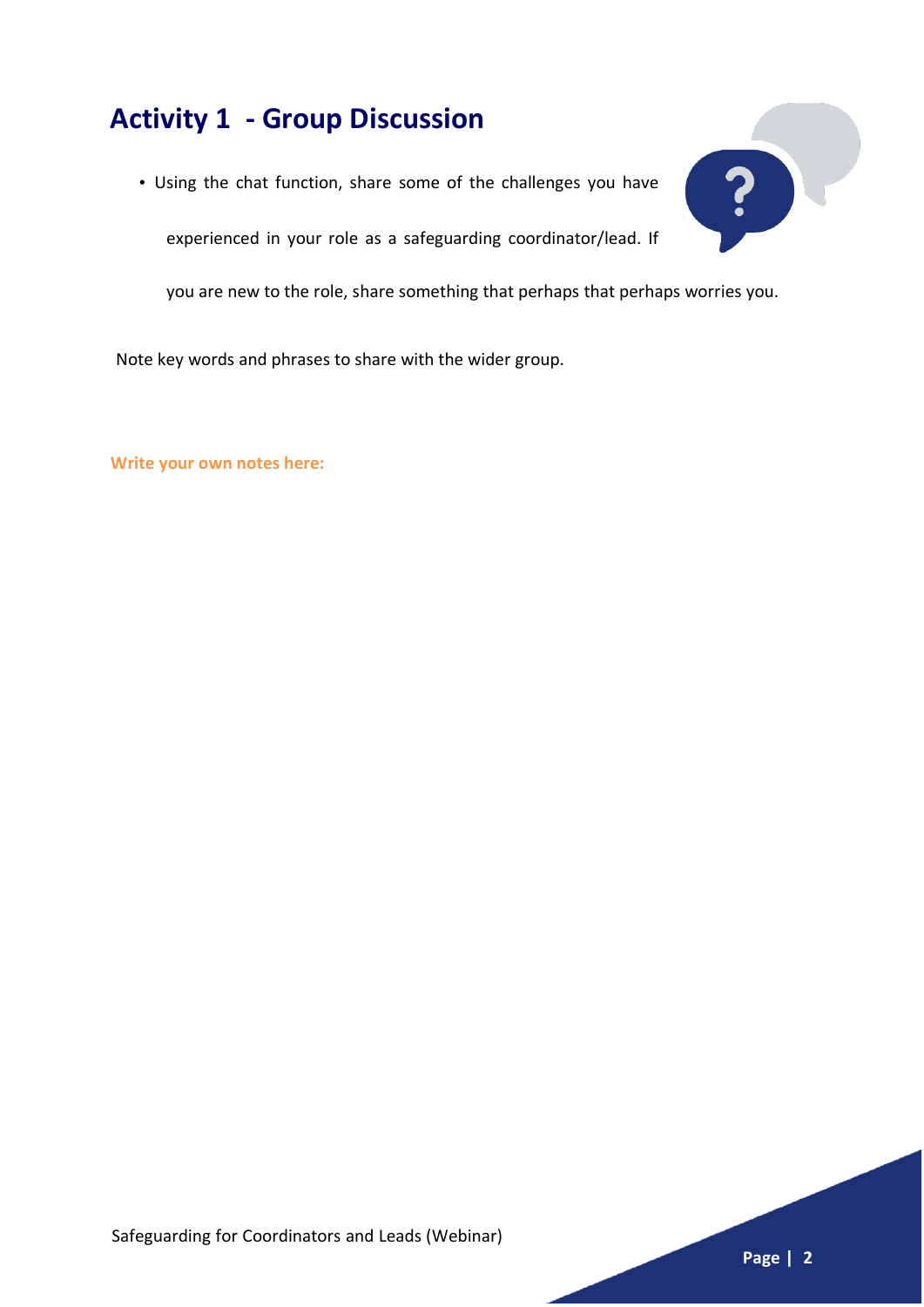# Activity 1 - Group Discussion

- Using the chat function, share some of the challenges you have experienced in your role as a safeguarding coordinator/lead. If you are new to the role, share something that perhaps that perhaps worries you.

Note key words and phrases to share with the wider group.

**Write your own notes here:**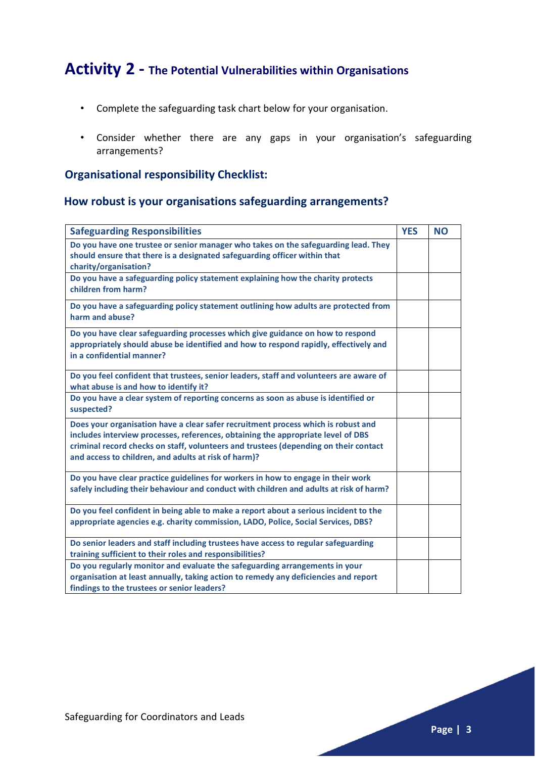# Activity 2 - The Potential Vulnerabilities within Organisations

- Complete the safeguarding task chart below for your organisation.
- Consider whether there are any gaps in your organisation's safeguarding arrangements?

### Organisational responsibility Checklist:

### How robust is your organisations safeguarding arrangements?

| Safeguarding Responsibilities | YES | NO |
|---|---|---|
| **Do you have one trustee or senior manager who takes on the safeguarding lead. They should ensure that there is a designated safeguarding officer within that charity/organisation?** | | |
| **Do you have a safeguarding policy statement explaining how the charity protects children from harm?** | | |
| **Do you have a safeguarding policy statement outlining how adults are protected from harm and abuse?** | | |
| **Do you have clear safeguarding processes which give guidance on how to respond appropriately should abuse be identified and how to respond rapidly, effectively and in a confidential manner?** | | |
| **Do you feel confident that trustees, senior leaders, staff and volunteers are aware of what abuse is and how to identify it?** | | |
| **Do you have a clear system of reporting concerns as soon as abuse is identified or suspected?** | | |
| **Does your organisation have a clear safer recruitment process which is robust and includes interview processes, references, obtaining the appropriate level of DBS criminal record checks on staff, volunteers and trustees (depending on their contact and access to children, and adults at risk of harm)?** | | |
| **Do you have clear practice guidelines for workers in how to engage in their work safely including their behaviour and conduct with children and adults at risk of harm?** | | |
| **Do you feel confident in being able to make a report about a serious incident to the appropriate agencies e.g. charity commission, LADO, Police, Social Services, DBS?** | | |
| **Do senior leaders and staff including trustees have access to regular safeguarding training sufficient to their roles and responsibilities?** | | |
| **Do you regularly monitor and evaluate the safeguarding arrangements in your organisation at least annually, taking action to remedy any deficiencies and report findings to the trustees or senior leaders?** | | |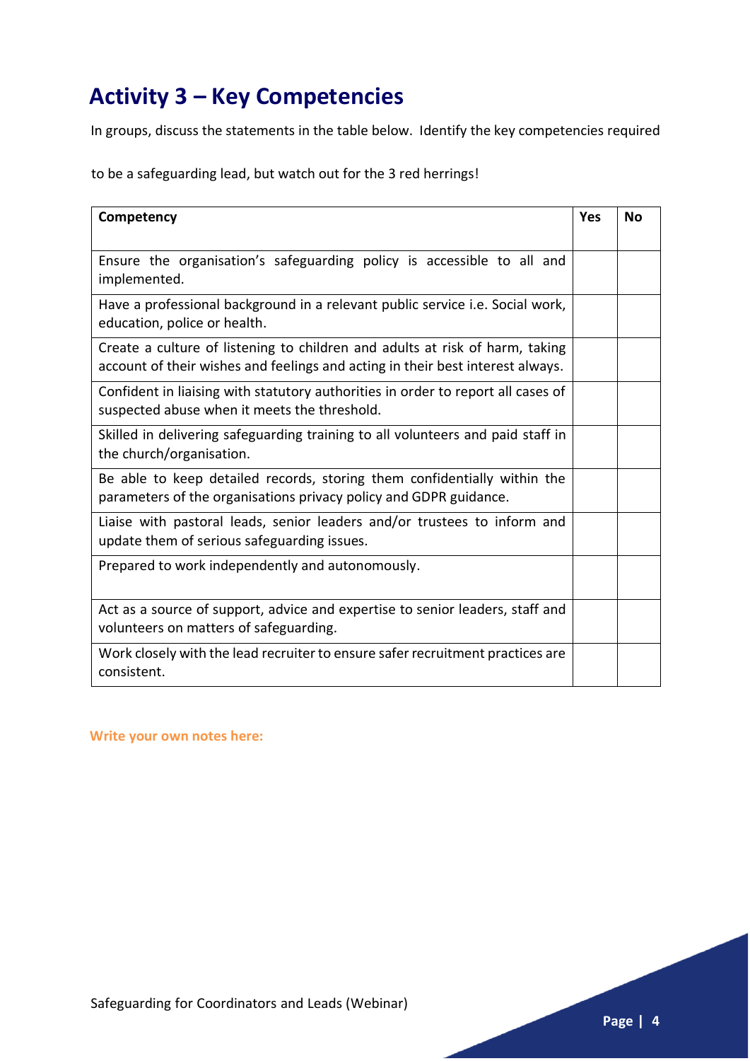# Activity 3 – Key Competencies

In groups, discuss the statements in the table below. Identify the key competencies required to be a safeguarding lead, but watch out for the 3 red herrings!

| Competency | Yes | No |
|---|---|---|
| Ensure the organisation's safeguarding policy is accessible to all and implemented. | | |
| Have a professional background in a relevant public service i.e. Social work, education, police or health. | | |
| Create a culture of listening to children and adults at risk of harm, taking account of their wishes and feelings and acting in their best interest always. | | |
| Confident in liaising with statutory authorities in order to report all cases of suspected abuse when it meets the threshold. | | |
| Skilled in delivering safeguarding training to all volunteers and paid staff in the church/organisation. | | |
| Be able to keep detailed records, storing them confidentially within the parameters of the organisations privacy policy and GDPR guidance. | | |
| Liaise with pastoral leads, senior leaders and/or trustees to inform and update them of serious safeguarding issues. | | |
| Prepared to work independently and autonomously. | | |
| Act as a source of support, advice and expertise to senior leaders, staff and volunteers on matters of safeguarding. | | |
| Work closely with the lead recruiter to ensure safer recruitment practices are consistent. | | |

**Write your own notes here:**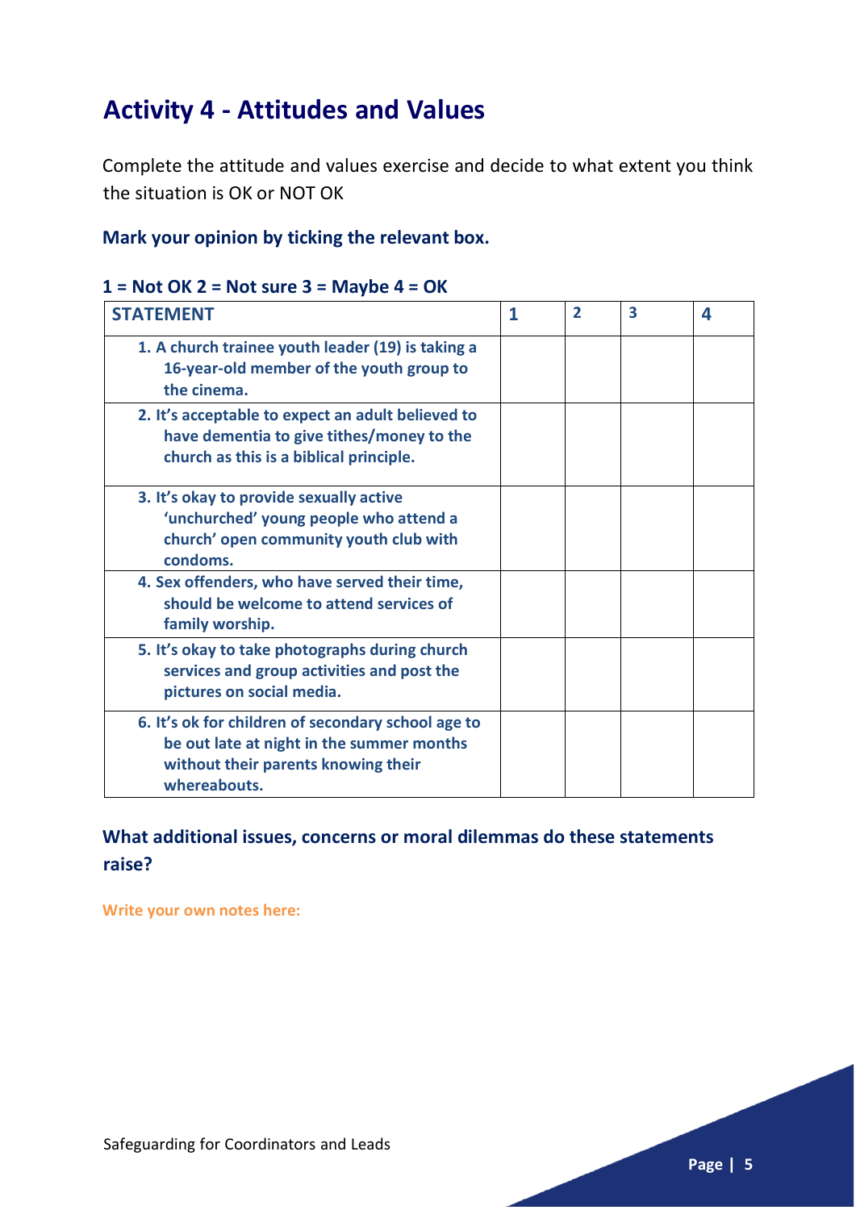# Activity 4 - Attitudes and Values

Complete the attitude and values exercise and decide to what extent you think the situation is OK or NOT OK

**Mark your opinion by ticking the relevant box.**

**1 = Not OK 2 = Not sure 3 = Maybe 4 = OK**

| STATEMENT | 1 | 2 | 3 | 4 |
|---|---|---|---|---|
| **1. A church trainee youth leader (19) is taking a 16-year-old member of the youth group to the cinema.** | | | | |
| **2. It's acceptable to expect an adult believed to have dementia to give tithes/money to the church as this is a biblical principle.** | | | | |
| **3. It's okay to provide sexually active 'unchurched' young people who attend a church' open community youth club with condoms.** | | | | |
| **4. Sex offenders, who have served their time, should be welcome to attend services of family worship.** | | | | |
| **5. It's okay to take photographs during church services and group activities and post the pictures on social media.** | | | | |
| **6. It's ok for children of secondary school age to be out late at night in the summer months without their parents knowing their whereabouts.** | | | | |

**What additional issues, concerns or moral dilemmas do these statements raise?**

**Write your own notes here:**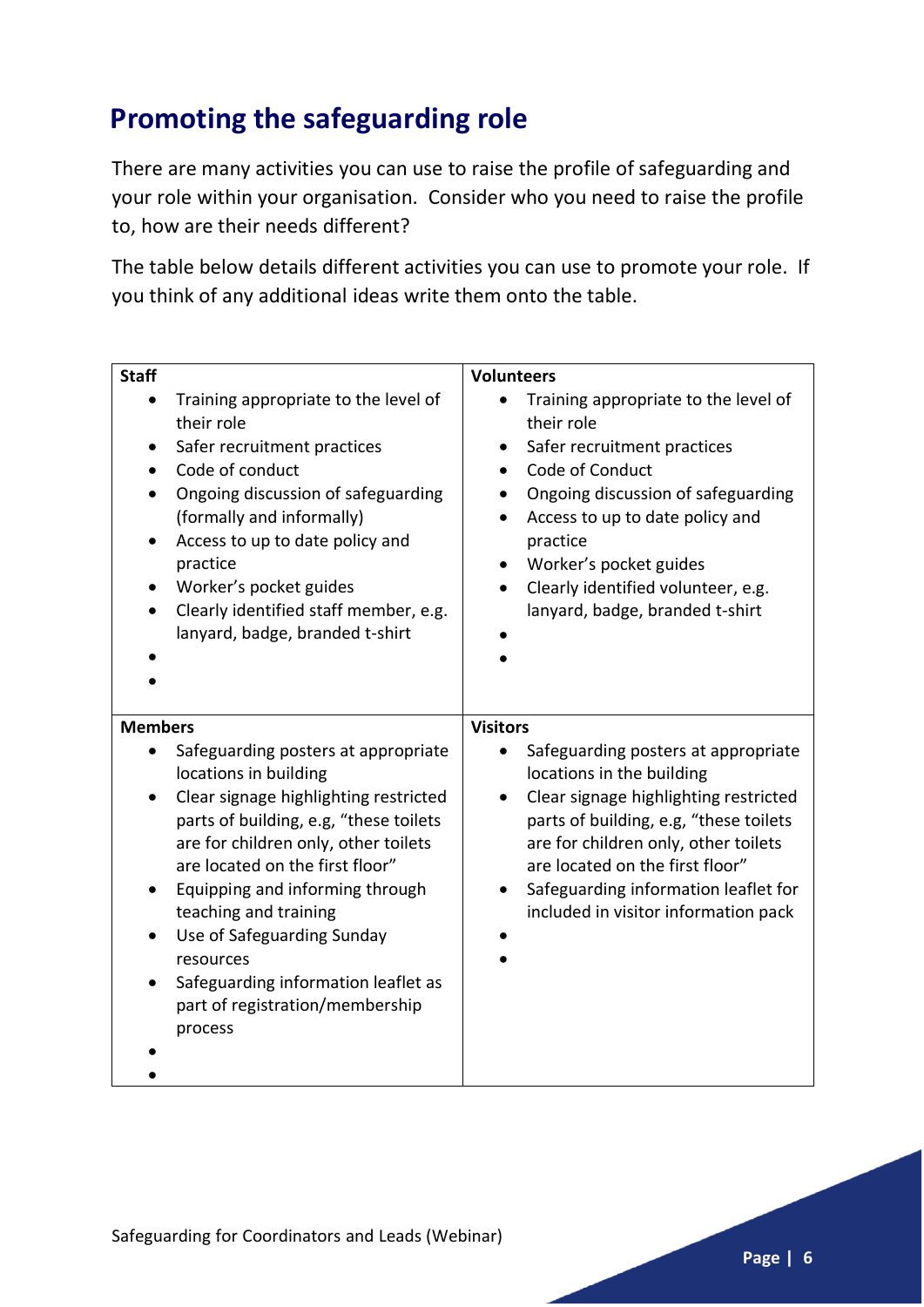## Promoting the safeguarding role

There are many activities you can use to raise the profile of safeguarding and your role within your organisation. Consider who you need to raise the profile to, how are their needs different?

The table below details different activities you can use to promote your role. If you think of any additional ideas write them onto the table.

| **Staff** | **Volunteers** |
|---|---|
| • Training appropriate to the level of their role<br>• Safer recruitment practices<br>• Code of conduct<br>• Ongoing discussion of safeguarding (formally and informally)<br>• Access to up to date policy and practice<br>• Worker's pocket guides<br>• Clearly identified staff member, e.g. lanyard, badge, branded t-shirt<br>•<br>• | • Training appropriate to the level of their role<br>• Safer recruitment practices<br>• Code of Conduct<br>• Ongoing discussion of safeguarding<br>• Access to up to date policy and practice<br>• Worker's pocket guides<br>• Clearly identified volunteer, e.g. lanyard, badge, branded t-shirt<br>•<br>• |
| **Members** | **Visitors** |
| • Safeguarding posters at appropriate locations in building<br>• Clear signage highlighting restricted parts of building, e.g, "these toilets are for children only, other toilets are located on the first floor"<br>• Equipping and informing through teaching and training<br>• Use of Safeguarding Sunday resources<br>• Safeguarding information leaflet as part of registration/membership process<br>•<br>• | • Safeguarding posters at appropriate locations in the building<br>• Clear signage highlighting restricted parts of building, e.g, "these toilets are for children only, other toilets are located on the first floor"<br>• Safeguarding information leaflet for included in visitor information pack<br>•<br>• |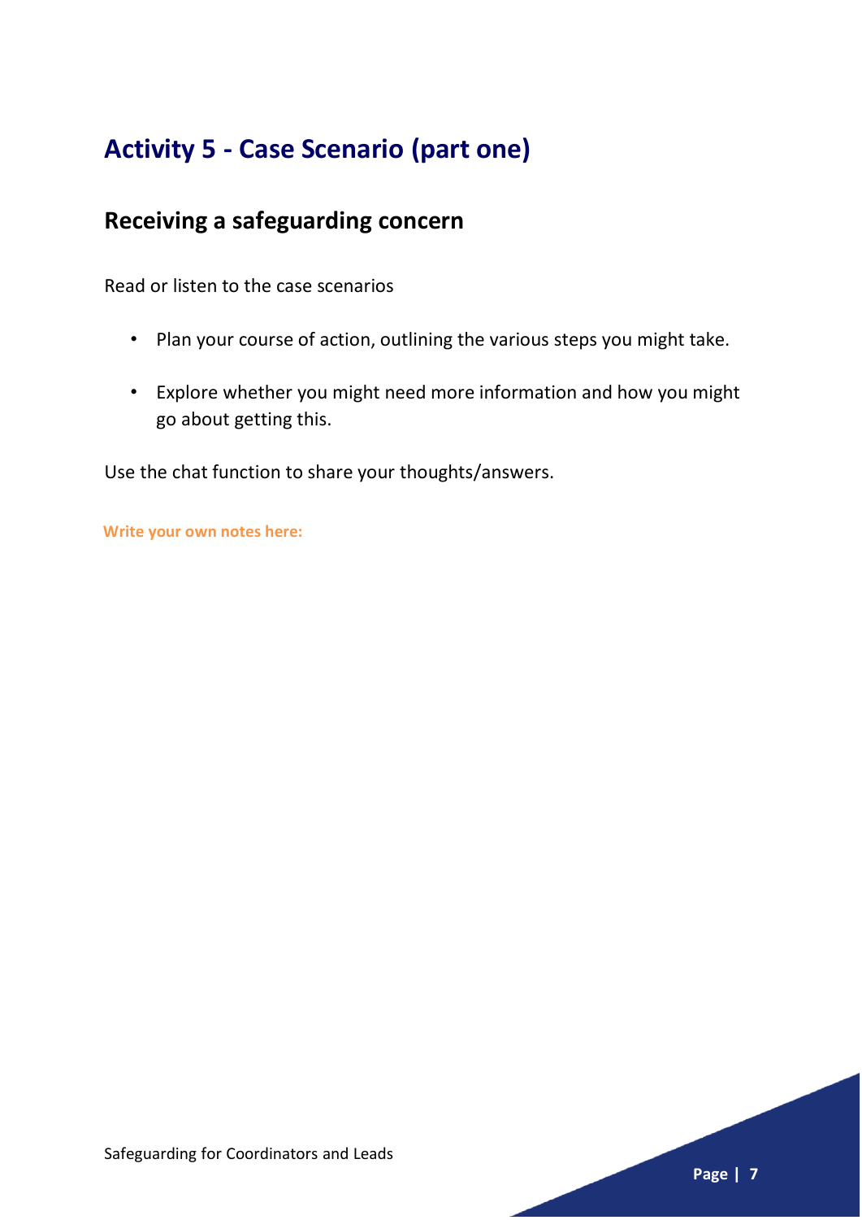# Activity 5 - Case Scenario (part one)

## Receiving a safeguarding concern

Read or listen to the case scenarios

- Plan your course of action, outlining the various steps you might take.
- Explore whether you might need more information and how you might go about getting this.

Use the chat function to share your thoughts/answers.

**Write your own notes here:**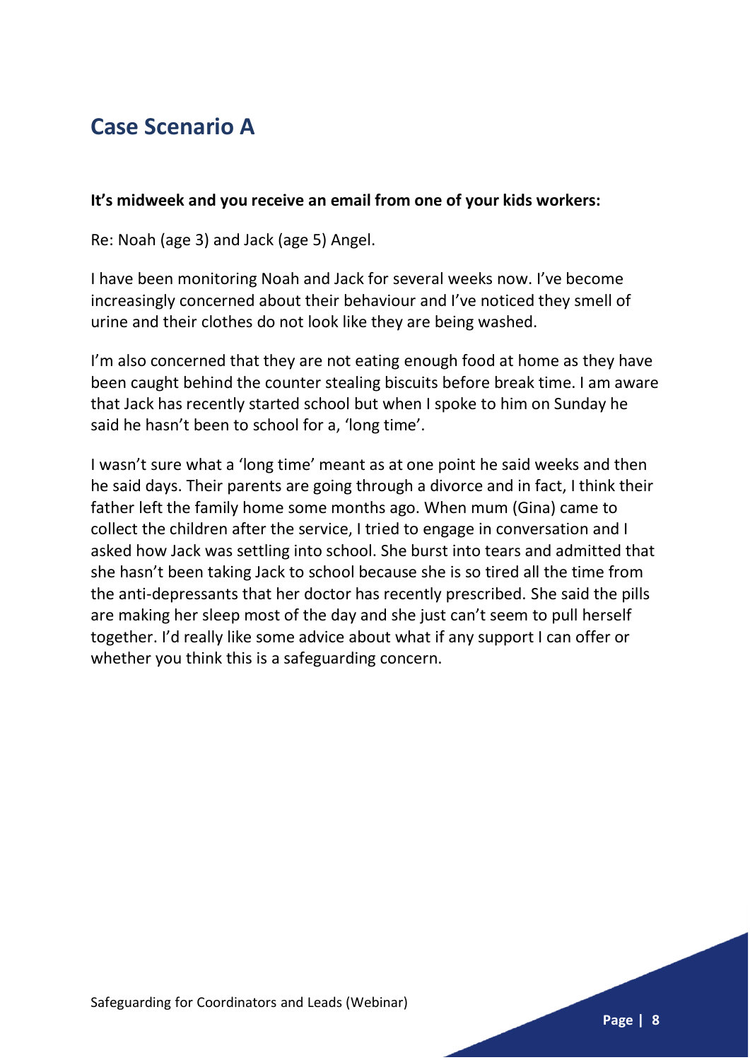## Case Scenario A

**It's midweek and you receive an email from one of your kids workers:**

Re: Noah (age 3) and Jack (age 5) Angel.

I have been monitoring Noah and Jack for several weeks now. I've become increasingly concerned about their behaviour and I've noticed they smell of urine and their clothes do not look like they are being washed.

I'm also concerned that they are not eating enough food at home as they have been caught behind the counter stealing biscuits before break time. I am aware that Jack has recently started school but when I spoke to him on Sunday he said he hasn't been to school for a, 'long time'.

I wasn't sure what a 'long time' meant as at one point he said weeks and then he said days. Their parents are going through a divorce and in fact, I think their father left the family home some months ago. When mum (Gina) came to collect the children after the service, I tried to engage in conversation and I asked how Jack was settling into school. She burst into tears and admitted that she hasn't been taking Jack to school because she is so tired all the time from the anti-depressants that her doctor has recently prescribed. She said the pills are making her sleep most of the day and she just can't seem to pull herself together. I'd really like some advice about what if any support I can offer or whether you think this is a safeguarding concern.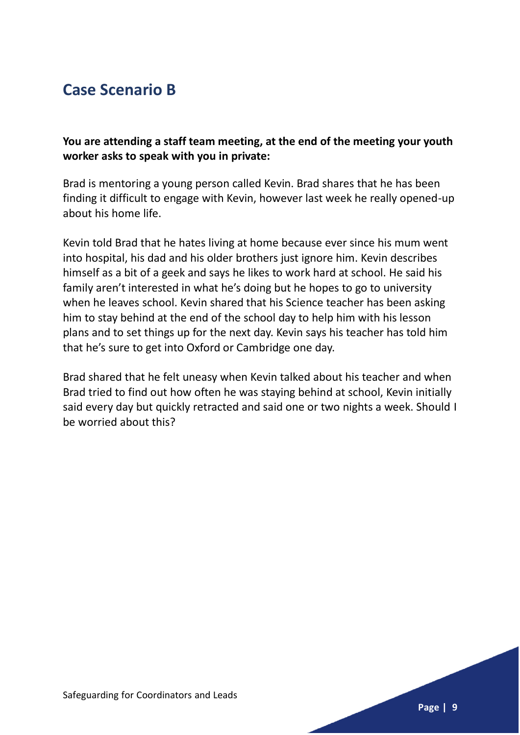## Case Scenario B

**You are attending a staff team meeting, at the end of the meeting your youth worker asks to speak with you in private:**

Brad is mentoring a young person called Kevin. Brad shares that he has been finding it difficult to engage with Kevin, however last week he really opened-up about his home life.

Kevin told Brad that he hates living at home because ever since his mum went into hospital, his dad and his older brothers just ignore him. Kevin describes himself as a bit of a geek and says he likes to work hard at school. He said his family aren't interested in what he's doing but he hopes to go to university when he leaves school. Kevin shared that his Science teacher has been asking him to stay behind at the end of the school day to help him with his lesson plans and to set things up for the next day. Kevin says his teacher has told him that he's sure to get into Oxford or Cambridge one day.

Brad shared that he felt uneasy when Kevin talked about his teacher and when Brad tried to find out how often he was staying behind at school, Kevin initially said every day but quickly retracted and said one or two nights a week. Should I be worried about this?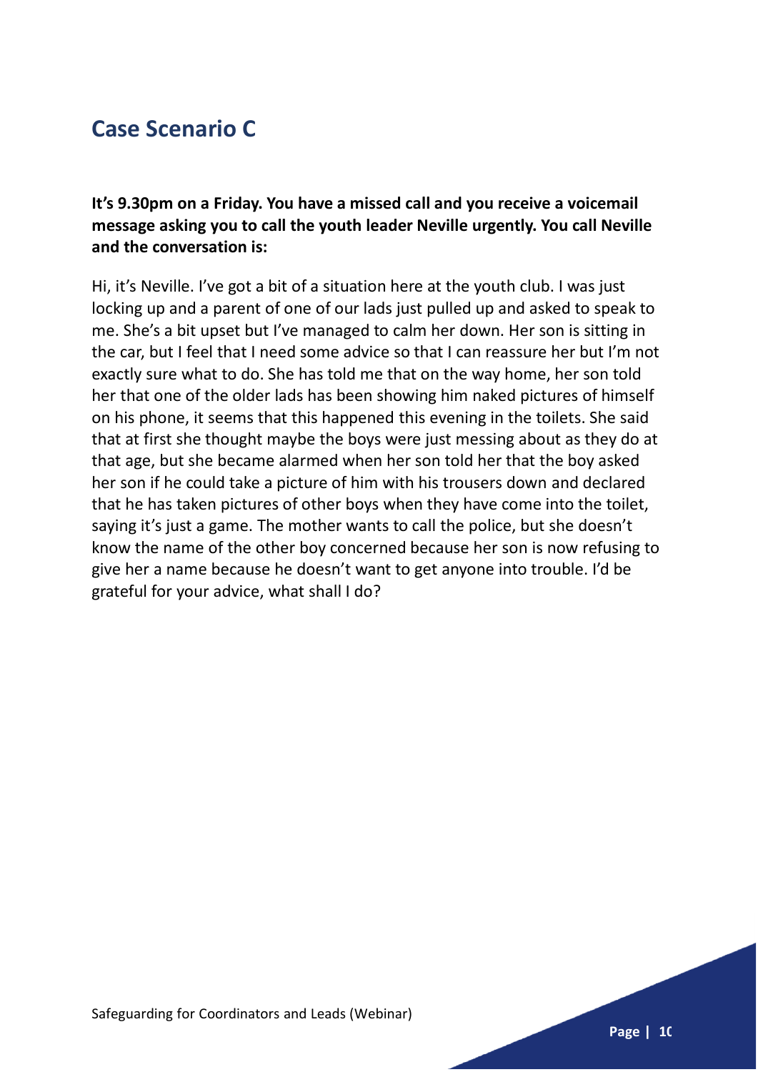## Case Scenario C

**It's 9.30pm on a Friday. You have a missed call and you receive a voicemail message asking you to call the youth leader Neville urgently. You call Neville and the conversation is:**

Hi, it's Neville. I've got a bit of a situation here at the youth club. I was just locking up and a parent of one of our lads just pulled up and asked to speak to me. She's a bit upset but I've managed to calm her down. Her son is sitting in the car, but I feel that I need some advice so that I can reassure her but I'm not exactly sure what to do. She has told me that on the way home, her son told her that one of the older lads has been showing him naked pictures of himself on his phone, it seems that this happened this evening in the toilets. She said that at first she thought maybe the boys were just messing about as they do at that age, but she became alarmed when her son told her that the boy asked her son if he could take a picture of him with his trousers down and declared that he has taken pictures of other boys when they have come into the toilet, saying it's just a game. The mother wants to call the police, but she doesn't know the name of the other boy concerned because her son is now refusing to give her a name because he doesn't want to get anyone into trouble. I'd be grateful for your advice, what shall I do?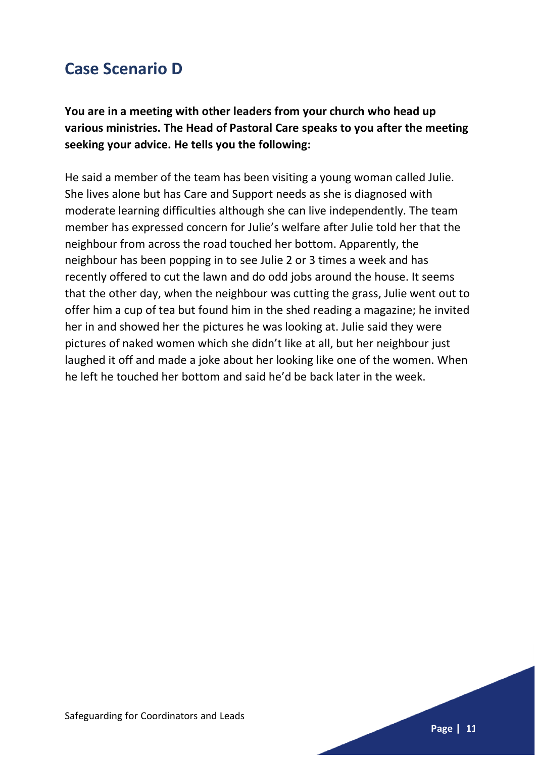## Case Scenario D

**You are in a meeting with other leaders from your church who head up various ministries. The Head of Pastoral Care speaks to you after the meeting seeking your advice. He tells you the following:**

He said a member of the team has been visiting a young woman called Julie. She lives alone but has Care and Support needs as she is diagnosed with moderate learning difficulties although she can live independently. The team member has expressed concern for Julie's welfare after Julie told her that the neighbour from across the road touched her bottom. Apparently, the neighbour has been popping in to see Julie 2 or 3 times a week and has recently offered to cut the lawn and do odd jobs around the house. It seems that the other day, when the neighbour was cutting the grass, Julie went out to offer him a cup of tea but found him in the shed reading a magazine; he invited her in and showed her the pictures he was looking at. Julie said they were pictures of naked women which she didn't like at all, but her neighbour just laughed it off and made a joke about her looking like one of the women. When he left he touched her bottom and said he'd be back later in the week.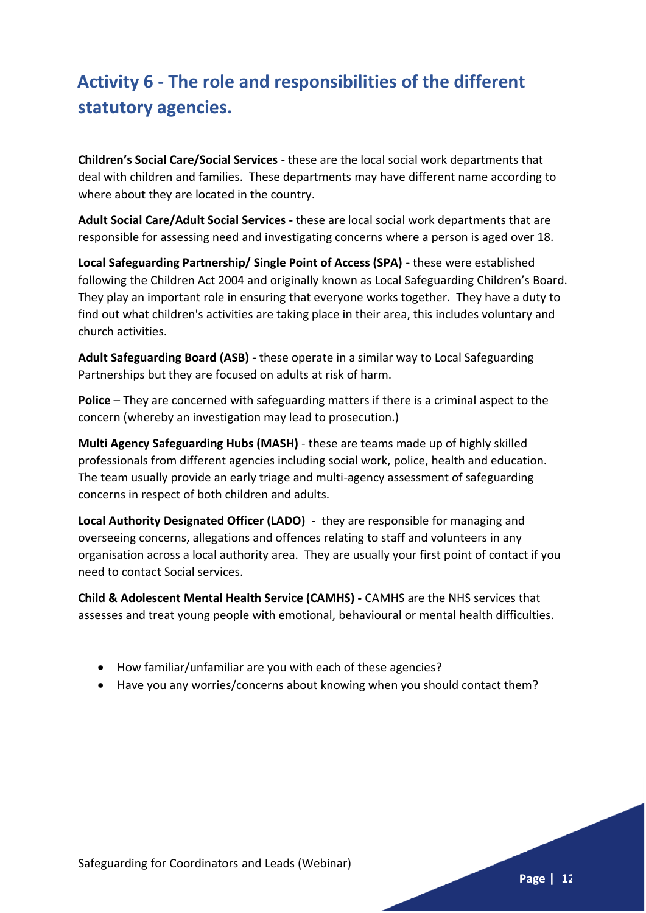## Activity 6 - The role and responsibilities of the different statutory agencies.

**Children's Social Care/Social Services** - these are the local social work departments that deal with children and families. These departments may have different name according to where about they are located in the country.

**Adult Social Care/Adult Social Services -** these are local social work departments that are responsible for assessing need and investigating concerns where a person is aged over 18.

**Local Safeguarding Partnership/ Single Point of Access (SPA) -** these were established following the Children Act 2004 and originally known as Local Safeguarding Children's Board. They play an important role in ensuring that everyone works together. They have a duty to find out what children's activities are taking place in their area, this includes voluntary and church activities.

**Adult Safeguarding Board (ASB) -** these operate in a similar way to Local Safeguarding Partnerships but they are focused on adults at risk of harm.

**Police** – They are concerned with safeguarding matters if there is a criminal aspect to the concern (whereby an investigation may lead to prosecution.)

**Multi Agency Safeguarding Hubs (MASH)** - these are teams made up of highly skilled professionals from different agencies including social work, police, health and education. The team usually provide an early triage and multi-agency assessment of safeguarding concerns in respect of both children and adults.

**Local Authority Designated Officer (LADO)** - they are responsible for managing and overseeing concerns, allegations and offences relating to staff and volunteers in any organisation across a local authority area. They are usually your first point of contact if you need to contact Social services.

**Child & Adolescent Mental Health Service (CAMHS) -** CAMHS are the NHS services that assesses and treat young people with emotional, behavioural or mental health difficulties.

- How familiar/unfamiliar are you with each of these agencies?
- Have you any worries/concerns about knowing when you should contact them?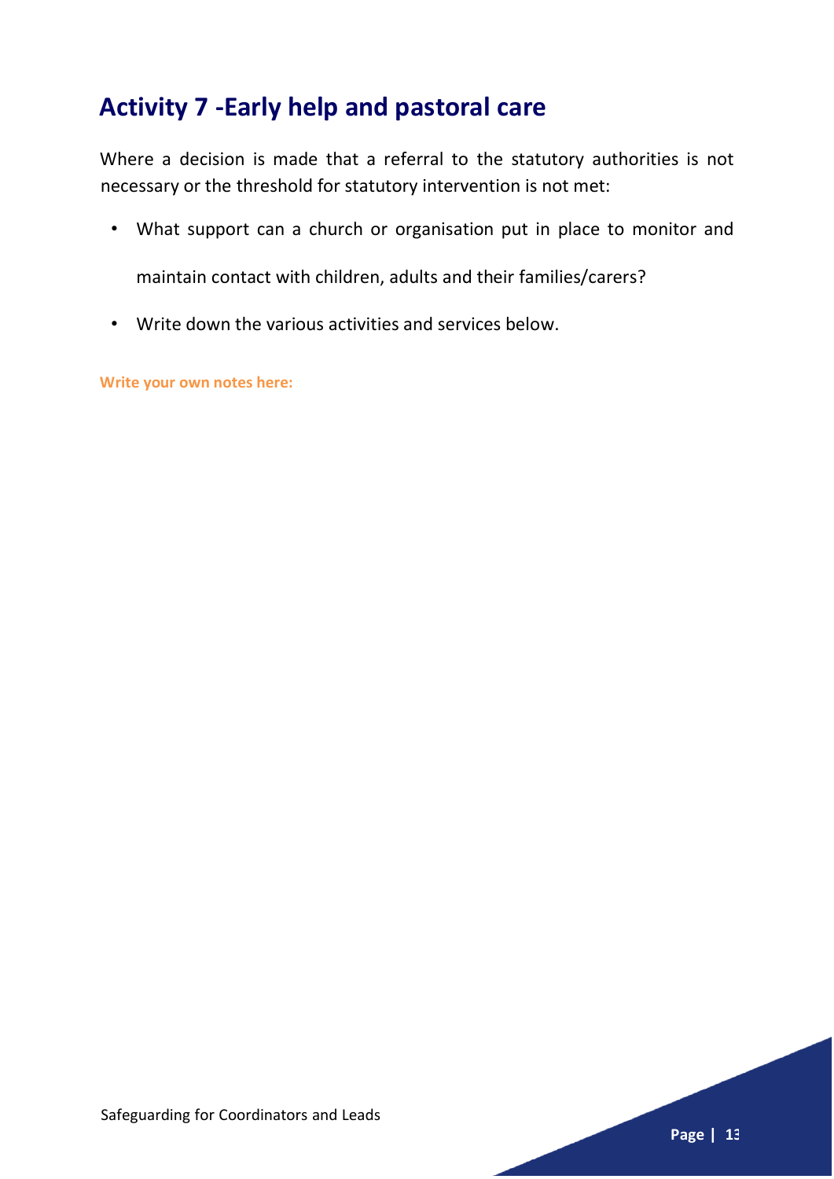## Activity 7 -Early help and pastoral care

Where a decision is made that a referral to the statutory authorities is not necessary or the threshold for statutory intervention is not met:

- What support can a church or organisation put in place to monitor and maintain contact with children, adults and their families/carers?
- Write down the various activities and services below.

**Write your own notes here:**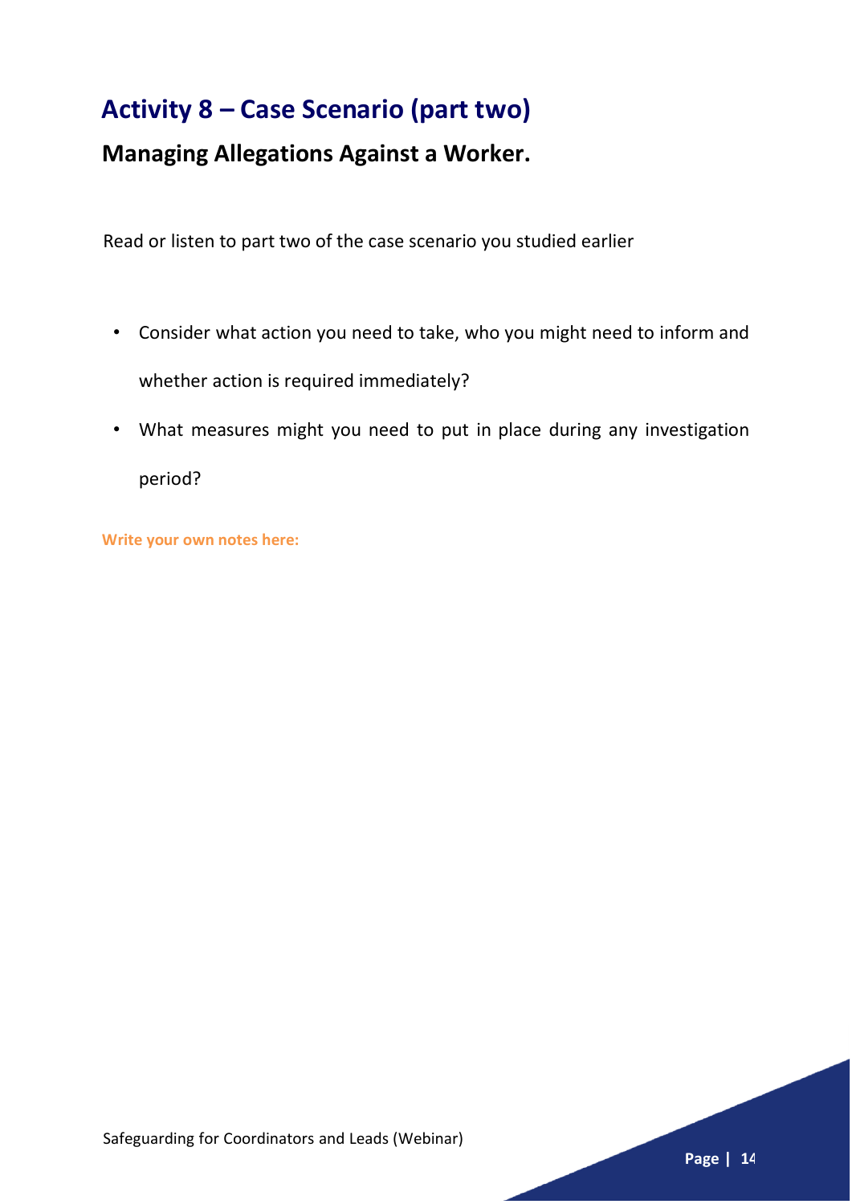# Activity 8 – Case Scenario (part two)

## Managing Allegations Against a Worker.

Read or listen to part two of the case scenario you studied earlier

- Consider what action you need to take, who you might need to inform and whether action is required immediately?
- What measures might you need to put in place during any investigation period?

**Write your own notes here:**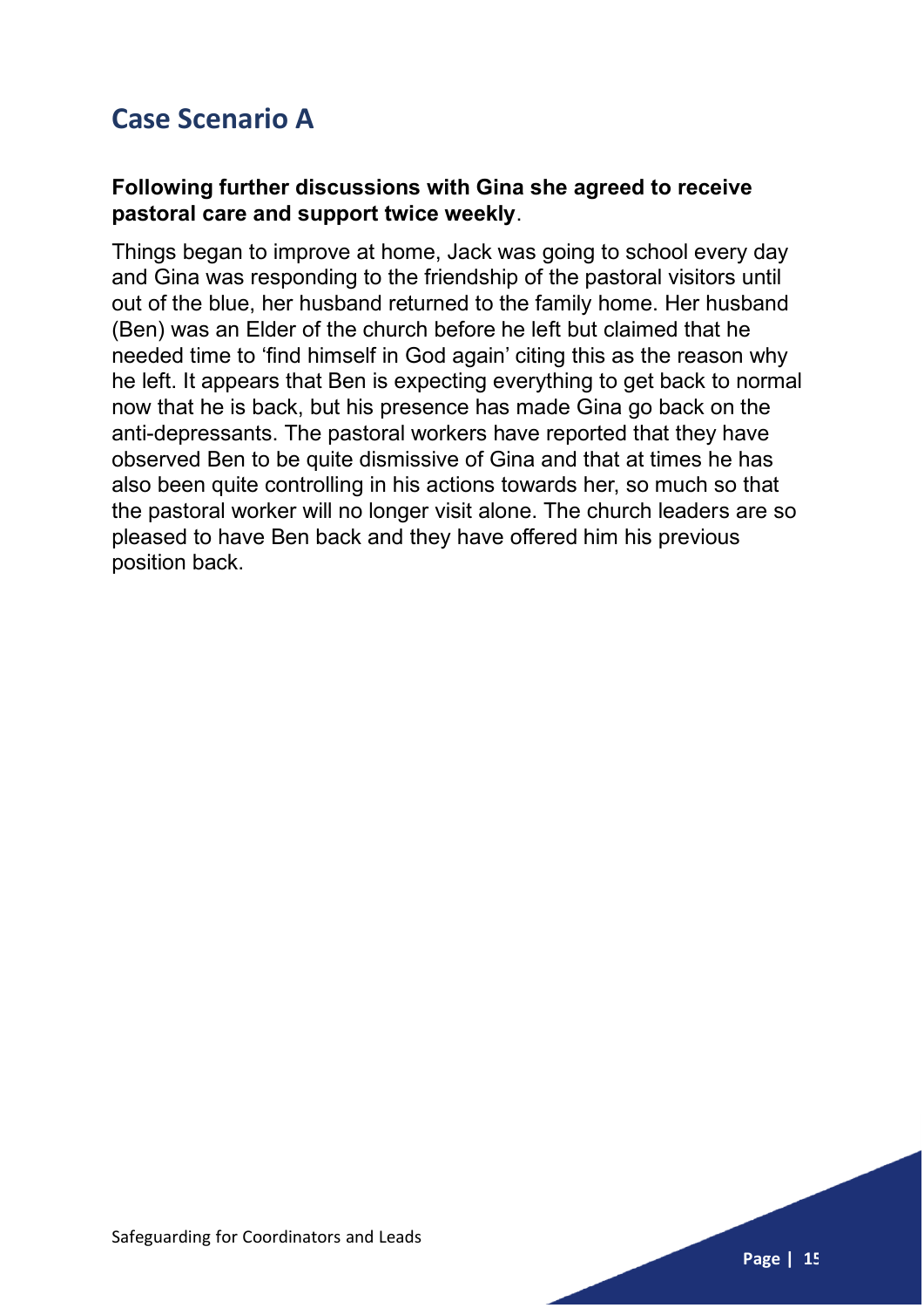# Case Scenario A

**Following further discussions with Gina she agreed to receive pastoral care and support twice weekly**.

Things began to improve at home, Jack was going to school every day and Gina was responding to the friendship of the pastoral visitors until out of the blue, her husband returned to the family home. Her husband (Ben) was an Elder of the church before he left but claimed that he needed time to 'find himself in God again' citing this as the reason why he left. It appears that Ben is expecting everything to get back to normal now that he is back, but his presence has made Gina go back on the anti-depressants. The pastoral workers have reported that they have observed Ben to be quite dismissive of Gina and that at times he has also been quite controlling in his actions towards her, so much so that the pastoral worker will no longer visit alone. The church leaders are so pleased to have Ben back and they have offered him his previous position back.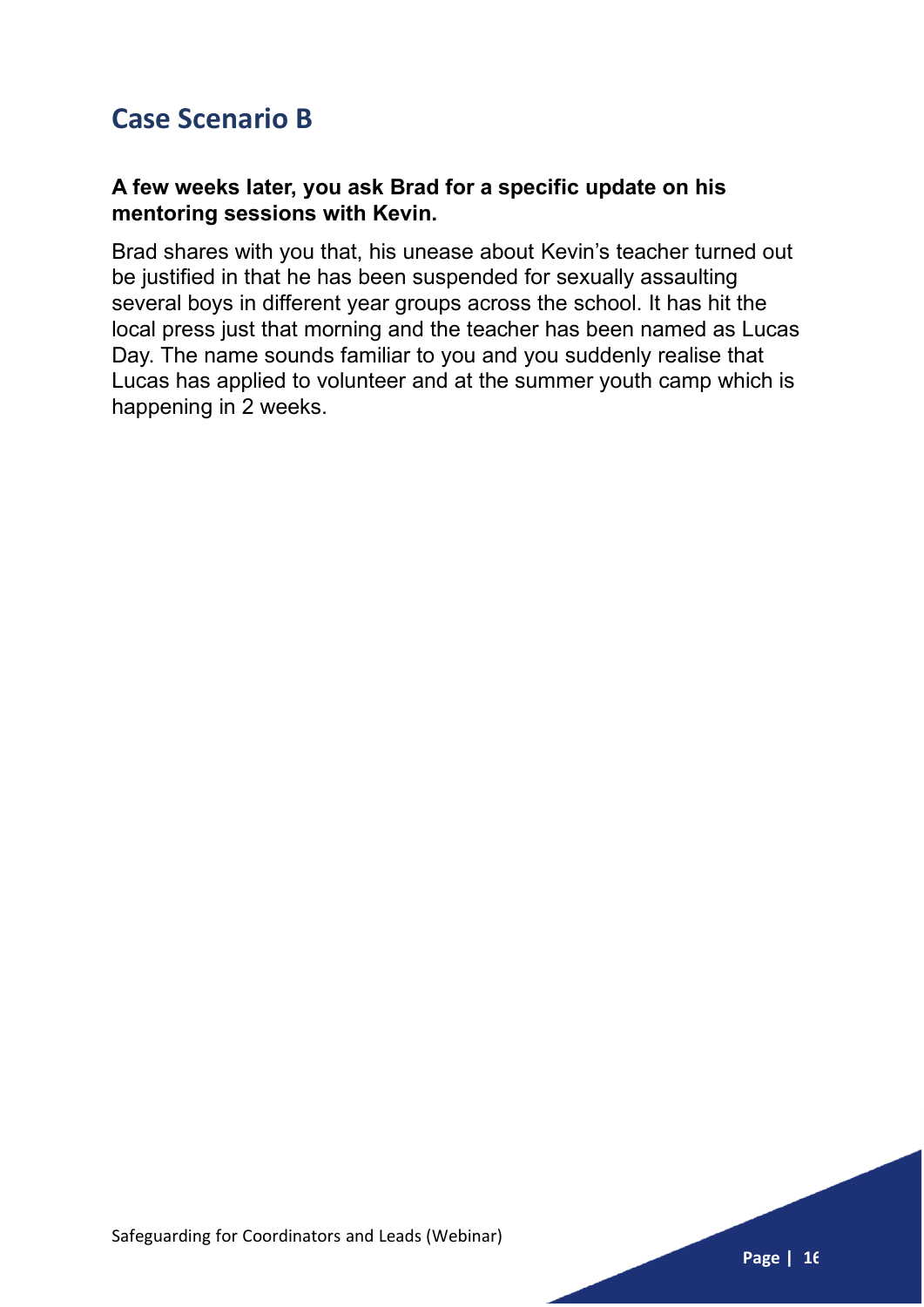## Case Scenario B

**A few weeks later, you ask Brad for a specific update on his mentoring sessions with Kevin.**

Brad shares with you that, his unease about Kevin's teacher turned out be justified in that he has been suspended for sexually assaulting several boys in different year groups across the school. It has hit the local press just that morning and the teacher has been named as Lucas Day. The name sounds familiar to you and you suddenly realise that Lucas has applied to volunteer and at the summer youth camp which is happening in 2 weeks.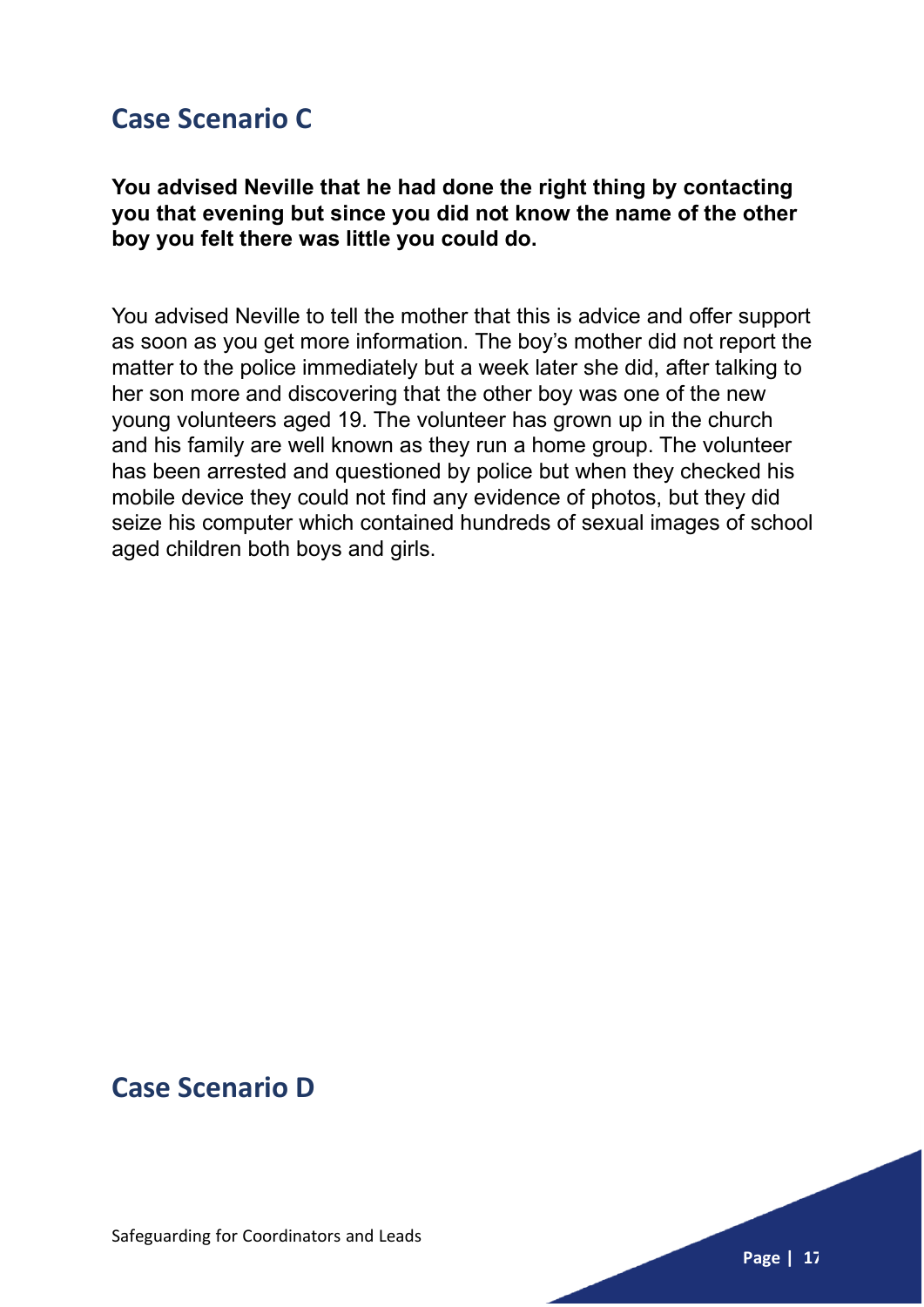## Case Scenario C

**You advised Neville that he had done the right thing by contacting you that evening but since you did not know the name of the other boy you felt there was little you could do.**

You advised Neville to tell the mother that this is advice and offer support as soon as you get more information. The boy's mother did not report the matter to the police immediately but a week later she did, after talking to her son more and discovering that the other boy was one of the new young volunteers aged 19. The volunteer has grown up in the church and his family are well known as they run a home group. The volunteer has been arrested and questioned by police but when they checked his mobile device they could not find any evidence of photos, but they did seize his computer which contained hundreds of sexual images of school aged children both boys and girls.

## Case Scenario D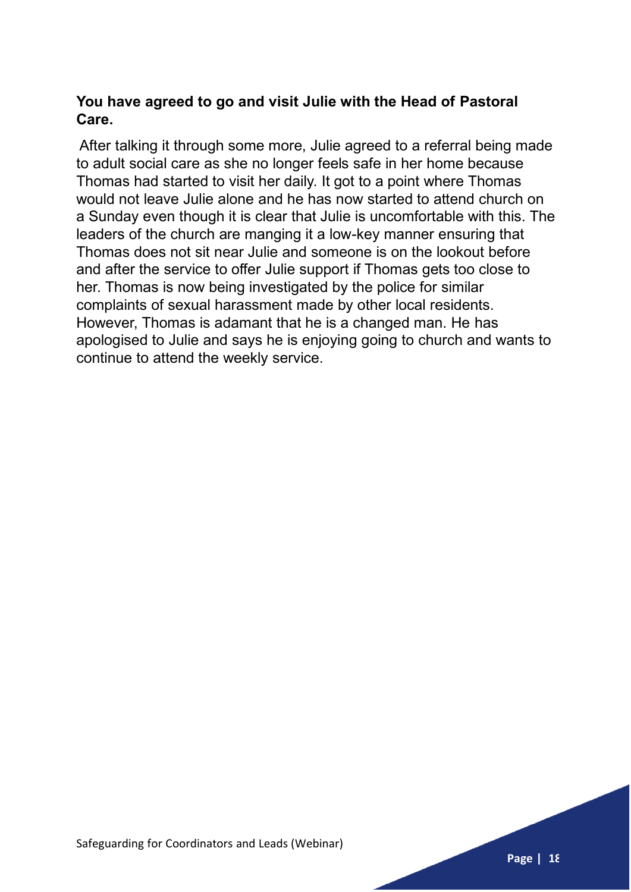**You have agreed to go and visit Julie with the Head of Pastoral Care.**

After talking it through some more, Julie agreed to a referral being made to adult social care as she no longer feels safe in her home because Thomas had started to visit her daily. It got to a point where Thomas would not leave Julie alone and he has now started to attend church on a Sunday even though it is clear that Julie is uncomfortable with this. The leaders of the church are manging it a low-key manner ensuring that Thomas does not sit near Julie and someone is on the lookout before and after the service to offer Julie support if Thomas gets too close to her. Thomas is now being investigated by the police for similar complaints of sexual harassment made by other local residents. However, Thomas is adamant that he is a changed man. He has apologised to Julie and says he is enjoying going to church and wants to continue to attend the weekly service.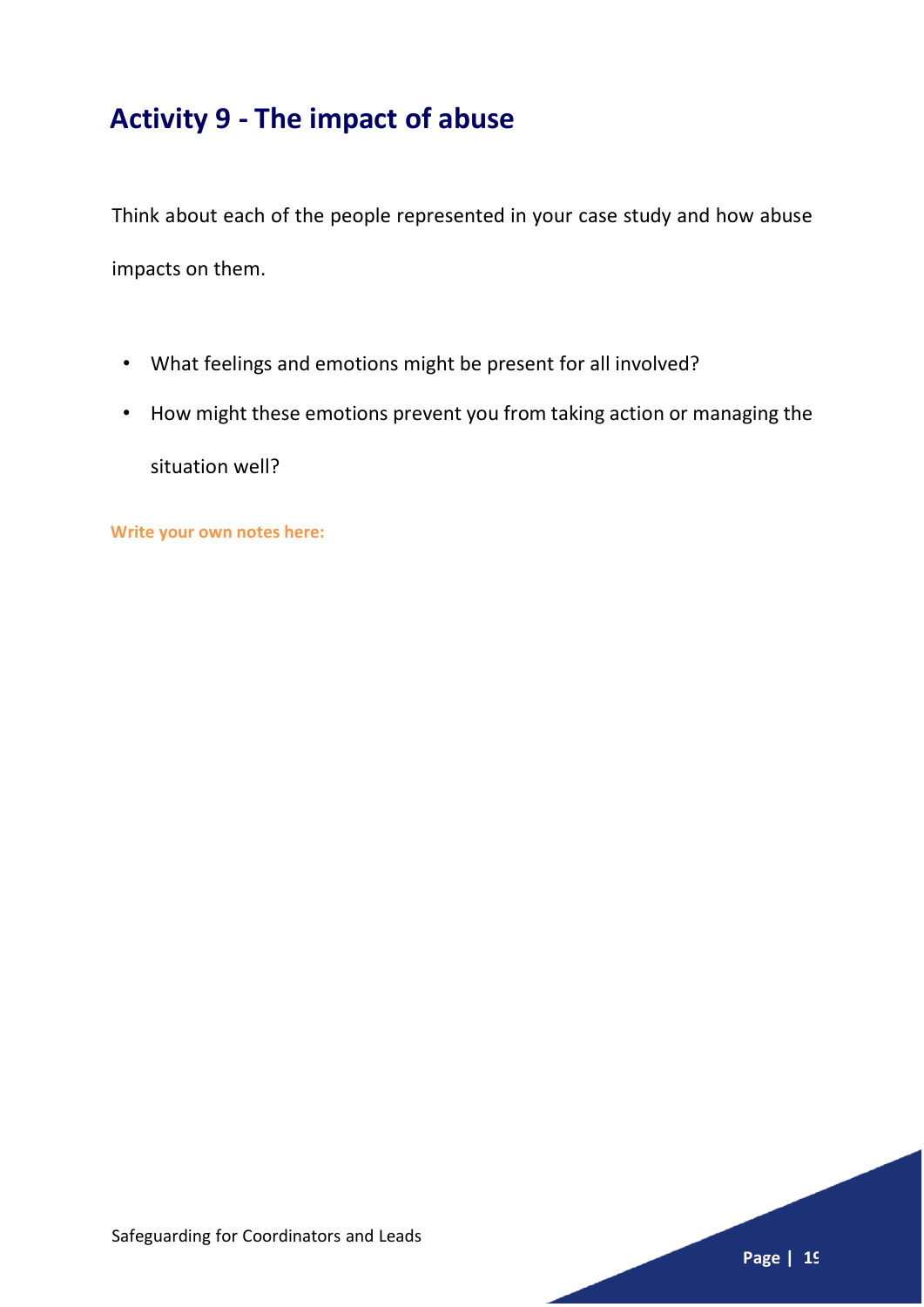## Activity 9 - The impact of abuse

Think about each of the people represented in your case study and how abuse impacts on them.

- What feelings and emotions might be present for all involved?
- How might these emotions prevent you from taking action or managing the situation well?

**Write your own notes here:**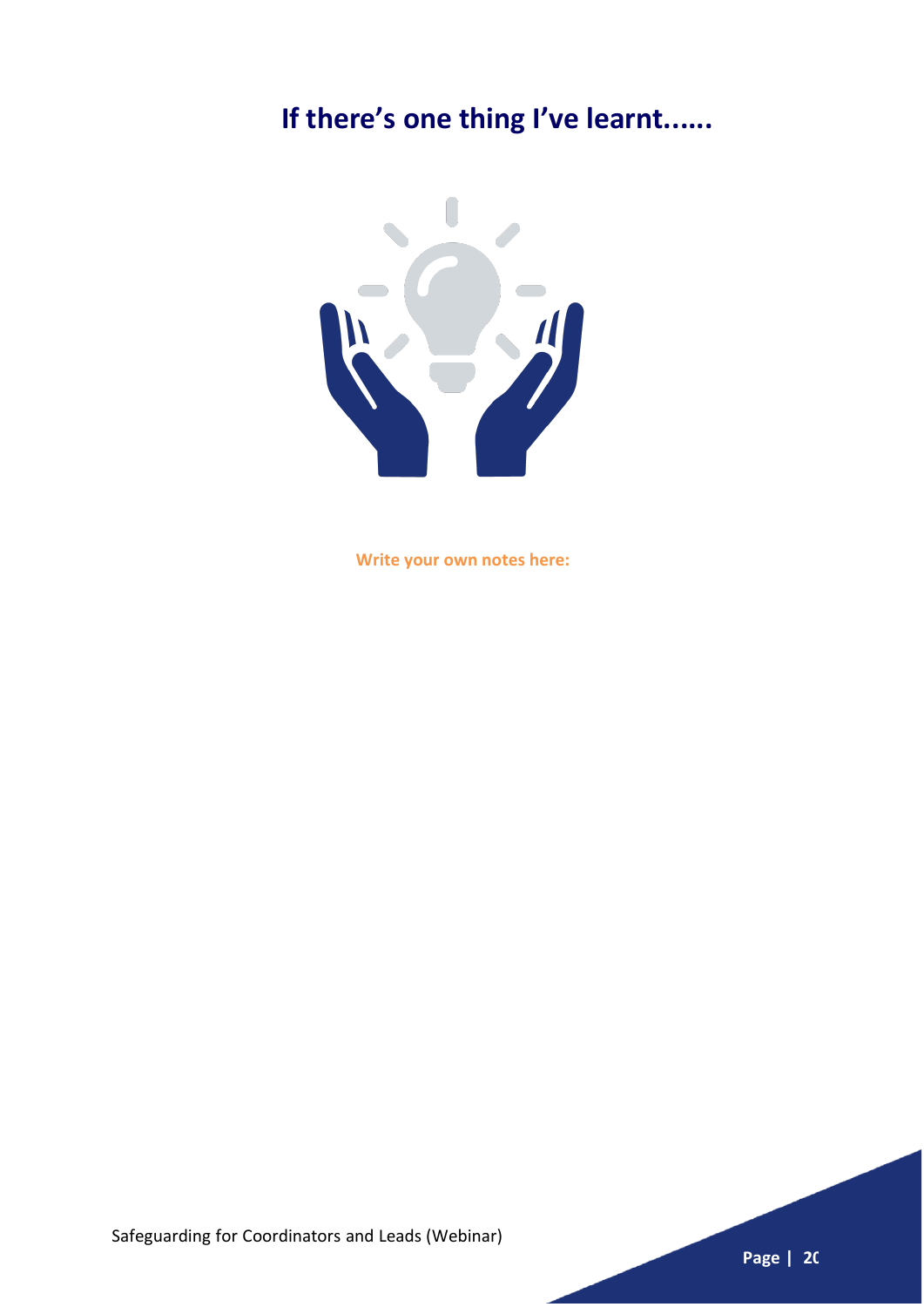# If there's one thing I've learnt......

**Write your own notes here:**